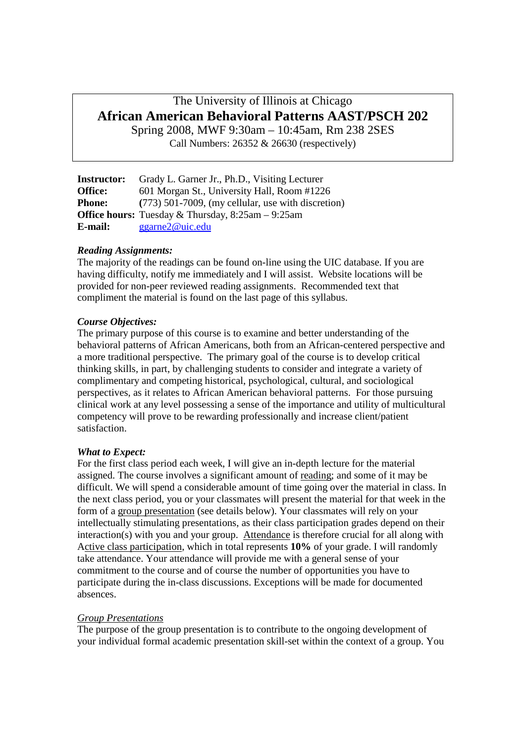The University of Illinois at Chicago

# African American Behavioral Patterns AAST/PSCH 202

Spring 2008, MWF 9:30am – 10:45am, Rm 238 2SES

Call Numbers: 26352 & 26630 (respectively)

**Instructor:** Grady L. Garner Jr., Ph.D., Visiting Lecturer
**Office:** 601 Morgan St., University Hall, Room #1226
**Phone:** (773) 501-7009, (my cellular, use with discretion)
**Office hours:** Tuesday & Thursday, 8:25am – 9:25am
**E-mail:** ggarne2@uic.edu

***Reading Assignments:***
The majority of the readings can be found on-line using the UIC database. If you are having difficulty, notify me immediately and I will assist. Website locations will be provided for non-peer reviewed reading assignments. Recommended text that compliment the material is found on the last page of this syllabus.

***Course Objectives:***
The primary purpose of this course is to examine and better understanding of the behavioral patterns of African Americans, both from an African-centered perspective and a more traditional perspective. The primary goal of the course is to develop critical thinking skills, in part, by challenging students to consider and integrate a variety of complimentary and competing historical, psychological, cultural, and sociological perspectives, as it relates to African American behavioral patterns. For those pursuing clinical work at any level possessing a sense of the importance and utility of multicultural competency will prove to be rewarding professionally and increase client/patient satisfaction.

***What to Expect:***
For the first class period each week, I will give an in-depth lecture for the material assigned. The course involves a significant amount of reading; and some of it may be difficult. We will spend a considerable amount of time going over the material in class. In the next class period, you or your classmates will present the material for that week in the form of a group presentation (see details below). Your classmates will rely on your intellectually stimulating presentations, as their class participation grades depend on their interaction(s) with you and your group. Attendance is therefore crucial for all along with Active class participation, which in total represents **10%** of your grade. I will randomly take attendance. Your attendance will provide me with a general sense of your commitment to the course and of course the number of opportunities you have to participate during the in-class discussions. Exceptions will be made for documented absences.

*Group Presentations*
The purpose of the group presentation is to contribute to the ongoing development of your individual formal academic presentation skill-set within the context of a group. You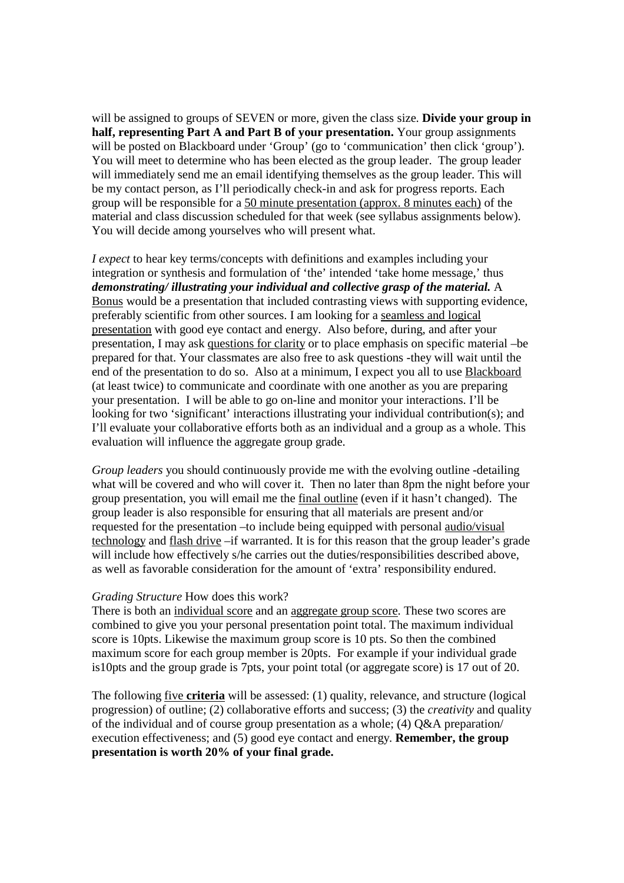will be assigned to groups of SEVEN or more, given the class size. **Divide your group in half, representing Part A and Part B of your presentation.** Your group assignments will be posted on Blackboard under 'Group' (go to 'communication' then click 'group'). You will meet to determine who has been elected as the group leader. The group leader will immediately send me an email identifying themselves as the group leader. This will be my contact person, as I'll periodically check-in and ask for progress reports. Each group will be responsible for a 50 minute presentation (approx. 8 minutes each) of the material and class discussion scheduled for that week (see syllabus assignments below). You will decide among yourselves who will present what.

*I expect* to hear key terms/concepts with definitions and examples including your integration or synthesis and formulation of 'the' intended 'take home message,' thus ***demonstrating/ illustrating your individual and collective grasp of the material.*** A Bonus would be a presentation that included contrasting views with supporting evidence, preferably scientific from other sources. I am looking for a seamless and logical presentation with good eye contact and energy. Also before, during, and after your presentation, I may ask questions for clarity or to place emphasis on specific material –be prepared for that. Your classmates are also free to ask questions -they will wait until the end of the presentation to do so. Also at a minimum, I expect you all to use Blackboard (at least twice) to communicate and coordinate with one another as you are preparing your presentation. I will be able to go on-line and monitor your interactions. I'll be looking for two 'significant' interactions illustrating your individual contribution(s); and I'll evaluate your collaborative efforts both as an individual and a group as a whole. This evaluation will influence the aggregate group grade.

*Group leaders* you should continuously provide me with the evolving outline -detailing what will be covered and who will cover it. Then no later than 8pm the night before your group presentation, you will email me the final outline (even if it hasn't changed). The group leader is also responsible for ensuring that all materials are present and/or requested for the presentation –to include being equipped with personal audio/visual technology and flash drive –if warranted. It is for this reason that the group leader's grade will include how effectively s/he carries out the duties/responsibilities described above, as well as favorable consideration for the amount of 'extra' responsibility endured.

*Grading Structure* How does this work?

There is both an individual score and an aggregate group score. These two scores are combined to give you your personal presentation point total. The maximum individual score is 10pts. Likewise the maximum group score is 10 pts. So then the combined maximum score for each group member is 20pts. For example if your individual grade is10pts and the group grade is 7pts, your point total (or aggregate score) is 17 out of 20.

The following five **criteria** will be assessed: (1) quality, relevance, and structure (logical progression) of outline; (2) collaborative efforts and success; (3) the *creativity* and quality of the individual and of course group presentation as a whole; (4) Q&A preparation/ execution effectiveness; and (5) good eye contact and energy. **Remember, the group presentation is worth 20% of your final grade.**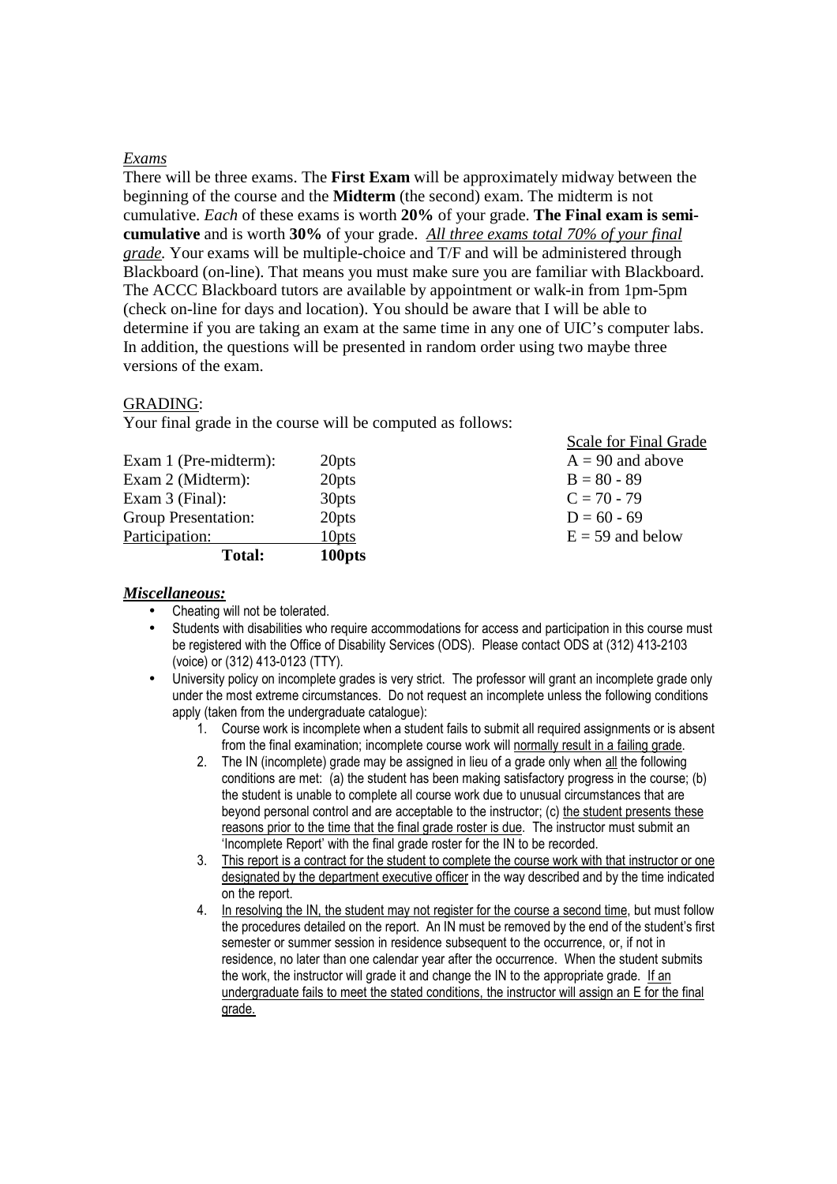*Exams*

There will be three exams. The **First Exam** will be approximately midway between the beginning of the course and the **Midterm** (the second) exam. The midterm is not cumulative. *Each* of these exams is worth **20%** of your grade. **The Final exam is semi-cumulative** and is worth **30%** of your grade. *All three exams total 70% of your final grade.* Your exams will be multiple-choice and T/F and will be administered through Blackboard (on-line). That means you must make sure you are familiar with Blackboard. The ACCC Blackboard tutors are available by appointment or walk-in from 1pm-5pm (check on-line for days and location). You should be aware that I will be able to determine if you are taking an exam at the same time in any one of UIC's computer labs. In addition, the questions will be presented in random order using two maybe three versions of the exam.

GRADING:

Your final grade in the course will be computed as follows:

| | | Scale for Final Grade |
|---|---|---|
| Exam 1 (Pre-midterm): | 20pts | A = 90 and above |
| Exam 2 (Midterm): | 20pts | B = 80 - 89 |
| Exam 3 (Final): | 30pts | C = 70 - 79 |
| Group Presentation: | 20pts | D = 60 - 69 |
| Participation: | 10pts | E = 59 and below |
| **Total:** | **100pts** | |

***Miscellaneous:***

- Cheating will not be tolerated.
- Students with disabilities who require accommodations for access and participation in this course must be registered with the Office of Disability Services (ODS). Please contact ODS at (312) 413-2103 (voice) or (312) 413-0123 (TTY).
- University policy on incomplete grades is very strict. The professor will grant an incomplete grade only under the most extreme circumstances. Do not request an incomplete unless the following conditions apply (taken from the undergraduate catalogue):
    1. Course work is incomplete when a student fails to submit all required assignments or is absent from the final examination; incomplete course work will normally result in a failing grade.
    2. The IN (incomplete) grade may be assigned in lieu of a grade only when all the following conditions are met: (a) the student has been making satisfactory progress in the course; (b) the student is unable to complete all course work due to unusual circumstances that are beyond personal control and are acceptable to the instructor; (c) the student presents these reasons prior to the time that the final grade roster is due. The instructor must submit an 'Incomplete Report' with the final grade roster for the IN to be recorded.
    3. This report is a contract for the student to complete the course work with that instructor or one designated by the department executive officer in the way described and by the time indicated on the report.
    4. In resolving the IN, the student may not register for the course a second time, but must follow the procedures detailed on the report. An IN must be removed by the end of the student's first semester or summer session in residence subsequent to the occurrence, or, if not in residence, no later than one calendar year after the occurrence. When the student submits the work, the instructor will grade it and change the IN to the appropriate grade. If an undergraduate fails to meet the stated conditions, the instructor will assign an E for the final grade.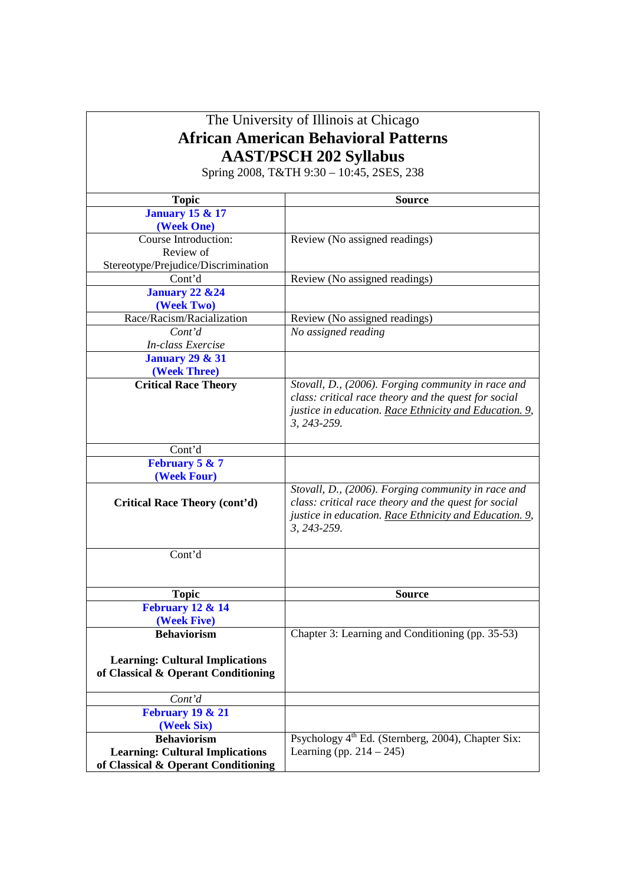The University of Illinois at Chicago

# African American Behavioral Patterns

# AAST/PSCH 202 Syllabus

Spring 2008, T&TH 9:30 – 10:45, 2SES, 238

| Topic | Source |
|---|---|
| **January 15 & 17 (Week One)** | |
| Course Introduction: Review of Stereotype/Prejudice/Discrimination | Review (No assigned readings) |
| Cont'd | Review (No assigned readings) |
| **January 22 &24 (Week Two)** | |
| Race/Racism/Racialization | Review (No assigned readings) |
| *Cont'd* *In-class Exercise* | *No assigned reading* |
| **January 29 & 31 (Week Three)** | |
| **Critical Race Theory** | *Stovall, D., (2006). Forging community in race and class: critical race theory and the quest for social justice in education. Race Ethnicity and Education. 9, 3, 243-259.* |
| Cont'd | |
| **February 5 & 7 (Week Four)** | |
| **Critical Race Theory (cont'd)** | *Stovall, D., (2006). Forging community in race and class: critical race theory and the quest for social justice in education. Race Ethnicity and Education. 9, 3, 243-259.* |
| Cont'd | |
| **Topic** | **Source** |
| **February 12 & 14 (Week Five)** | |
| **Behaviorism** **Learning: Cultural Implications of Classical & Operant Conditioning** | Chapter 3: Learning and Conditioning (pp. 35-53) |
| *Cont'd* | |
| **February 19 & 21 (Week Six)** | |
| **Behaviorism** **Learning: Cultural Implications of Classical & Operant Conditioning** | Psychology 4th Ed. (Sternberg, 2004), Chapter Six: Learning (pp. 214 – 245) |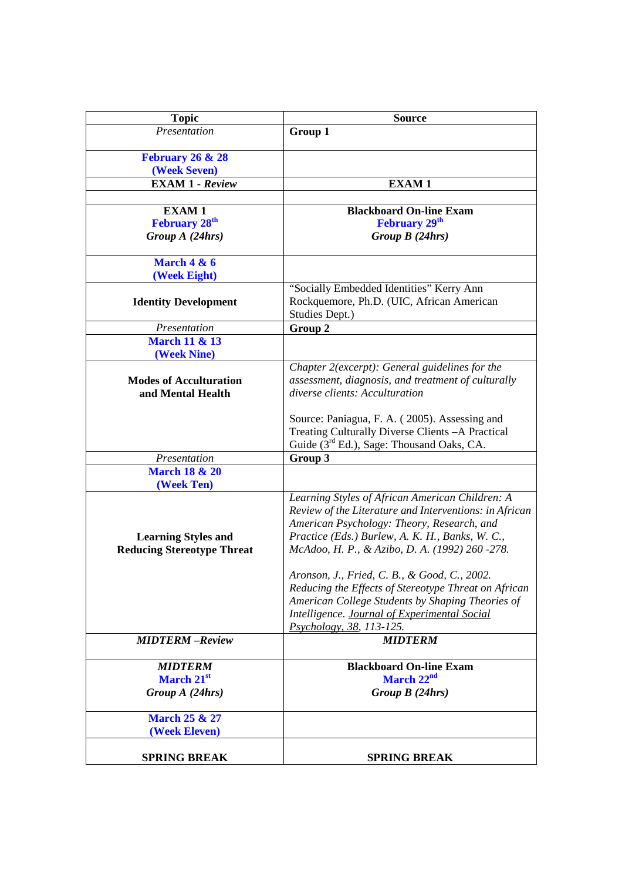| Topic | Source |
|---|---|
| *Presentation* | **Group 1** |
| **February 26 & 28 (Week Seven)** | |
| **EXAM 1 - *Review*** | **EXAM 1** |
| | |
| **EXAM 1** **February 28th** ***Group A (24hrs)*** | **Blackboard On-line Exam** **February 29th** ***Group B (24hrs)*** |
| **March 4 & 6 (Week Eight)** | |
| **Identity Development** | "Socially Embedded Identities" Kerry Ann Rockquemore, Ph.D. (UIC, African American Studies Dept.) |
| *Presentation* | **Group 2** |
| **March 11 & 13 (Week Nine)** | |
| **Modes of Acculturation and Mental Health** | *Chapter 2(excerpt): General guidelines for the assessment, diagnosis, and treatment of culturally diverse clients: Acculturation* Source: Paniagua, F. A. ( 2005). Assessing and Treating Culturally Diverse Clients –A Practical Guide (3rd Ed.), Sage: Thousand Oaks, CA. |
| *Presentation* | **Group 3** |
| **March 18 & 20 (Week Ten)** | |
| **Learning Styles and Reducing Stereotype Threat** | *Learning Styles of African American Children: A Review of the Literature and Interventions: in African American Psychology: Theory, Research, and Practice (Eds.) Burlew, A. K. H., Banks, W. C., McAdoo, H. P., & Azibo, D. A. (1992) 260 -278.* *Aronson, J., Fried, C. B., & Good, C., 2002. Reducing the Effects of Stereotype Threat on African American College Students by Shaping Theories of Intelligence. Journal of Experimental Social Psychology, 38, 113-125.* |
| ***MIDTERM –Review*** | ***MIDTERM*** |
| ***MIDTERM*** **March 21st** ***Group A (24hrs)*** | **Blackboard On-line Exam** **March 22nd** ***Group B (24hrs)*** |
| **March 25 & 27 (Week Eleven)** | |
| **SPRING BREAK** | **SPRING BREAK** |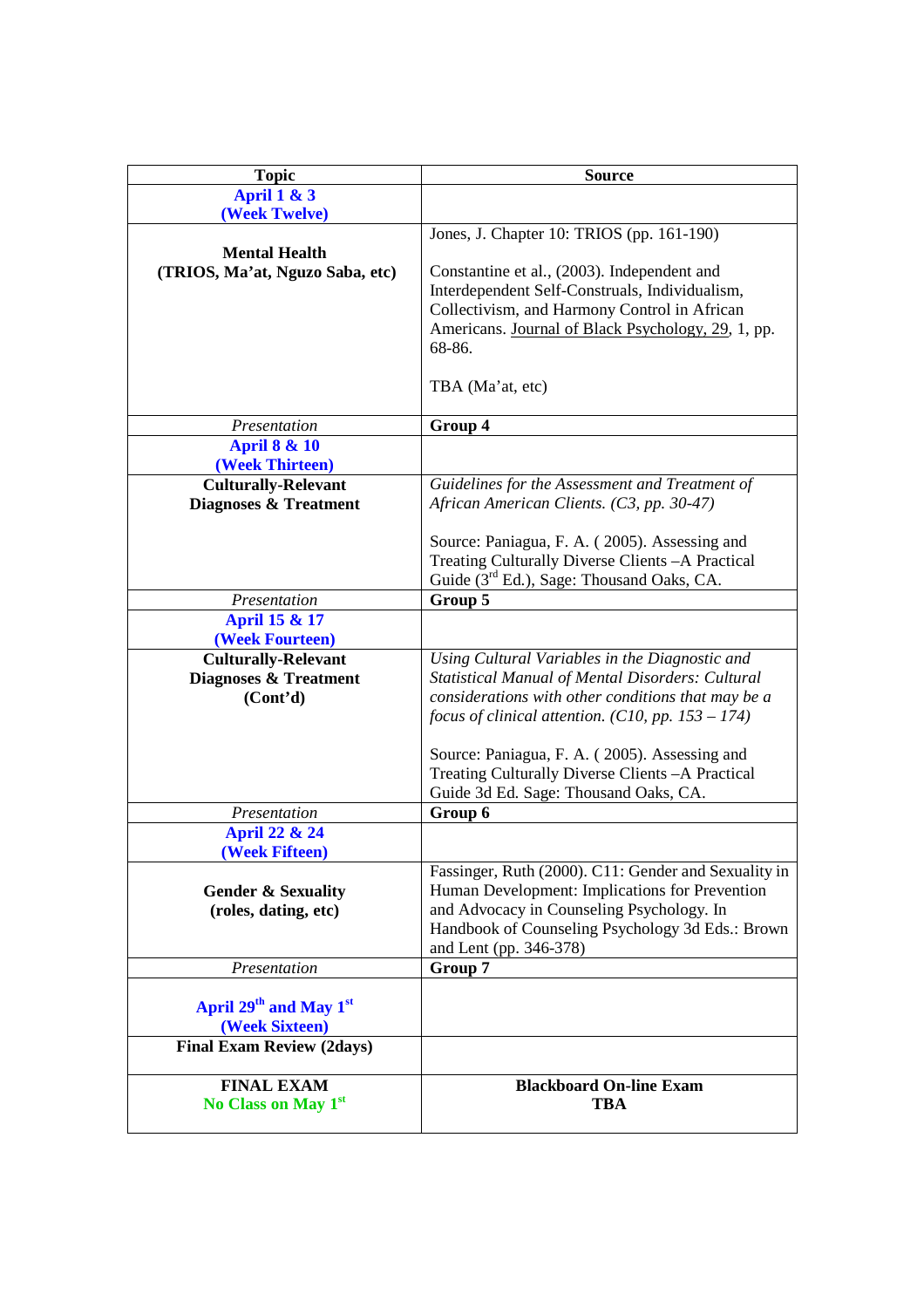| Topic | Source |
|---|---|
| **April 1 & 3 (Week Twelve)** | |
| **Mental Health (TRIOS, Ma'at, Nguzo Saba, etc)** | Jones, J. Chapter 10: TRIOS (pp. 161-190)<br><br>Constantine et al., (2003). Independent and Interdependent Self-Construals, Individualism, Collectivism, and Harmony Control in African Americans. Journal of Black Psychology, 29, 1, pp. 68-86.<br><br>TBA (Ma'at, etc) |
| *Presentation* | **Group 4** |
| **April 8 & 10 (Week Thirteen)** | |
| **Culturally-Relevant Diagnoses & Treatment** | *Guidelines for the Assessment and Treatment of African American Clients. (C3, pp. 30-47)*<br><br>Source: Paniagua, F. A. ( 2005). Assessing and Treating Culturally Diverse Clients –A Practical Guide (3rd Ed.), Sage: Thousand Oaks, CA. |
| *Presentation* | **Group 5** |
| **April 15 & 17 (Week Fourteen)** | |
| **Culturally-Relevant Diagnoses & Treatment (Cont'd)** | *Using Cultural Variables in the Diagnostic and Statistical Manual of Mental Disorders: Cultural considerations with other conditions that may be a focus of clinical attention. (C10, pp. 153 – 174)*<br><br>Source: Paniagua, F. A. ( 2005). Assessing and Treating Culturally Diverse Clients –A Practical Guide 3d Ed. Sage: Thousand Oaks, CA. |
| *Presentation* | **Group 6** |
| **April 22 & 24 (Week Fifteen)** | |
| **Gender & Sexuality (roles, dating, etc)** | Fassinger, Ruth (2000). C11: Gender and Sexuality in Human Development: Implications for Prevention and Advocacy in Counseling Psychology. In Handbook of Counseling Psychology 3d Eds.: Brown and Lent (pp. 346-378) |
| *Presentation* | **Group 7** |
| **April 29th and May 1st (Week Sixteen)** | |
| **Final Exam Review (2days)** | |
| **FINAL EXAM**<br>**No Class on May 1st** | **Blackboard On-line Exam**<br>**TBA** |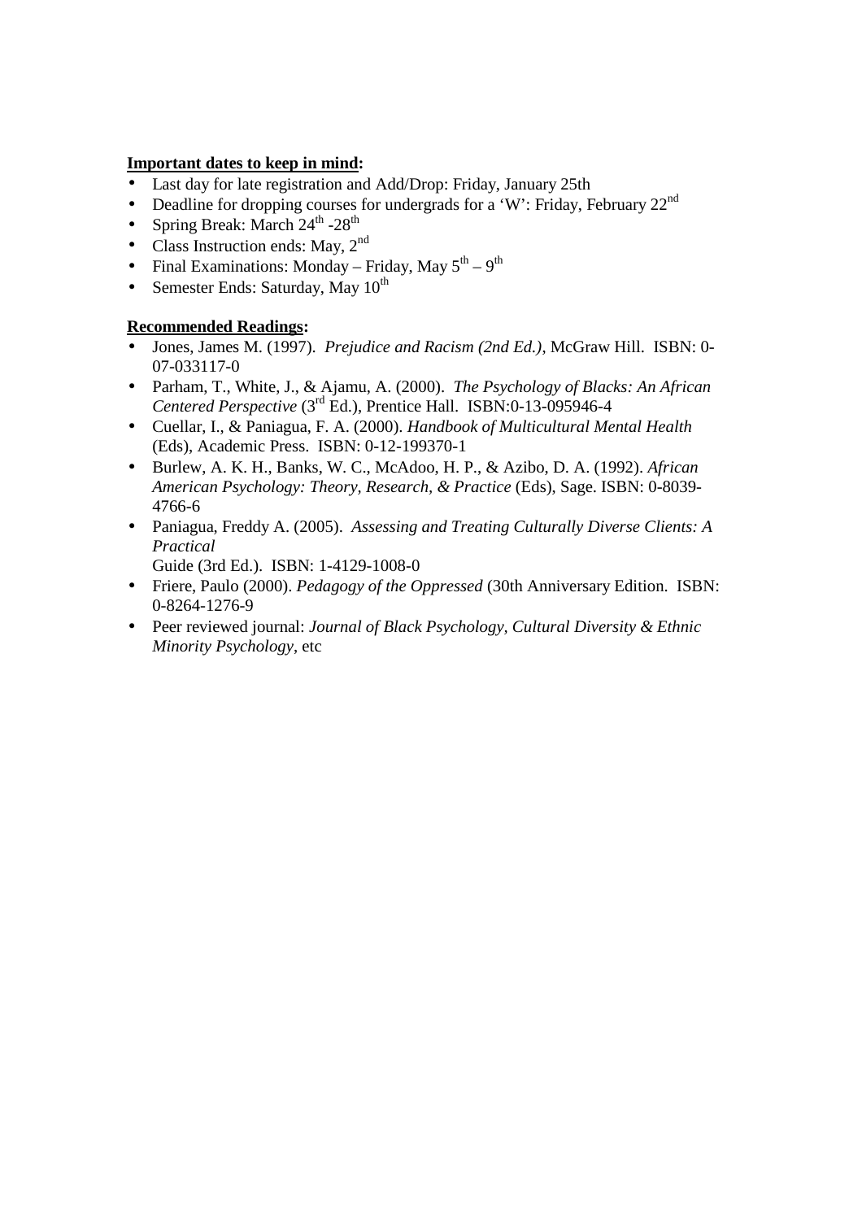**<u>Important dates to keep in mind</u>:**

- Last day for late registration and Add/Drop: Friday, January 25th
- Deadline for dropping courses for undergrads for a 'W': Friday, February 22nd
- Spring Break: March 24th -28th
- Class Instruction ends: May, 2nd
- Final Examinations: Monday – Friday, May 5th – 9th
- Semester Ends: Saturday, May 10th

**<u>Recommended Readings</u>:**

- Jones, James M. (1997). *Prejudice and Racism (2nd Ed.)*, McGraw Hill. ISBN: 0-07-033117-0
- Parham, T., White, J., & Ajamu, A. (2000). *The Psychology of Blacks: An African Centered Perspective* (3rd Ed.), Prentice Hall. ISBN:0-13-095946-4
- Cuellar, I., & Paniagua, F. A. (2000). *Handbook of Multicultural Mental Health* (Eds), Academic Press. ISBN: 0-12-199370-1
- Burlew, A. K. H., Banks, W. C., McAdoo, H. P., & Azibo, D. A. (1992). *African American Psychology: Theory, Research, & Practice* (Eds), Sage. ISBN: 0-8039-4766-6
- Paniagua, Freddy A. (2005). *Assessing and Treating Culturally Diverse Clients: A Practical*
  Guide (3rd Ed.). ISBN: 1-4129-1008-0
- Friere, Paulo (2000). *Pedagogy of the Oppressed* (30th Anniversary Edition. ISBN: 0-8264-1276-9
- Peer reviewed journal: *Journal of Black Psychology*, *Cultural Diversity & Ethnic Minority Psychology*, etc